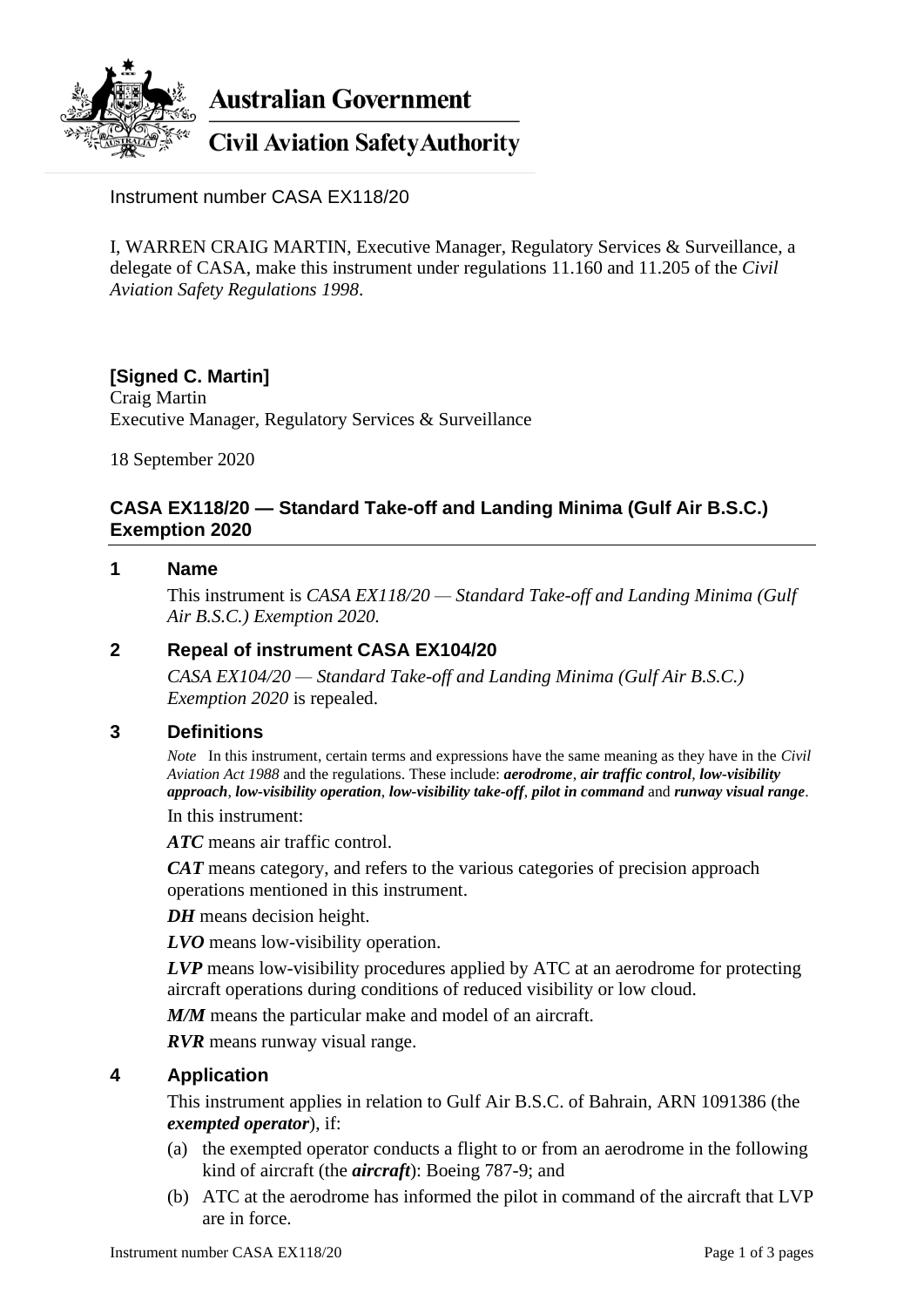**Australian Government**

**Civil Aviation Safety Authority**

Instrument number CASA EX118/20

I, WARREN CRAIG MARTIN, Executive Manager, Regulatory Services & Surveillance, a delegate of CASA, make this instrument under regulations 11.160 and 11.205 of the *Civil Aviation Safety Regulations 1998*.

**[Signed C. Martin]**
Craig Martin
Executive Manager, Regulatory Services & Surveillance

18 September 2020

# CASA EX118/20 — Standard Take-off and Landing Minima (Gulf Air B.S.C.) Exemption 2020

## 1 Name

This instrument is *CASA EX118/20 — Standard Take-off and Landing Minima (Gulf Air B.S.C.) Exemption 2020*.

## 2 Repeal of instrument CASA EX104/20

*CASA EX104/20 — Standard Take-off and Landing Minima (Gulf Air B.S.C.) Exemption 2020* is repealed.

## 3 Definitions

*Note* In this instrument, certain terms and expressions have the same meaning as they have in the *Civil Aviation Act 1988* and the regulations. These include: ***aerodrome***, ***air traffic control***, ***low-visibility approach***, ***low-visibility operation***, ***low-visibility take-off***, ***pilot in command*** and ***runway visual range***.

In this instrument:

***ATC*** means air traffic control.

***CAT*** means category, and refers to the various categories of precision approach operations mentioned in this instrument.

***DH*** means decision height.

***LVO*** means low-visibility operation.

***LVP*** means low-visibility procedures applied by ATC at an aerodrome for protecting aircraft operations during conditions of reduced visibility or low cloud.

***M/M*** means the particular make and model of an aircraft.

***RVR*** means runway visual range.

## 4 Application

This instrument applies in relation to Gulf Air B.S.C. of Bahrain, ARN 1091386 (the ***exempted operator***), if:

(a) the exempted operator conducts a flight to or from an aerodrome in the following kind of aircraft (the ***aircraft***): Boeing 787-9; and

(b) ATC at the aerodrome has informed the pilot in command of the aircraft that LVP are in force.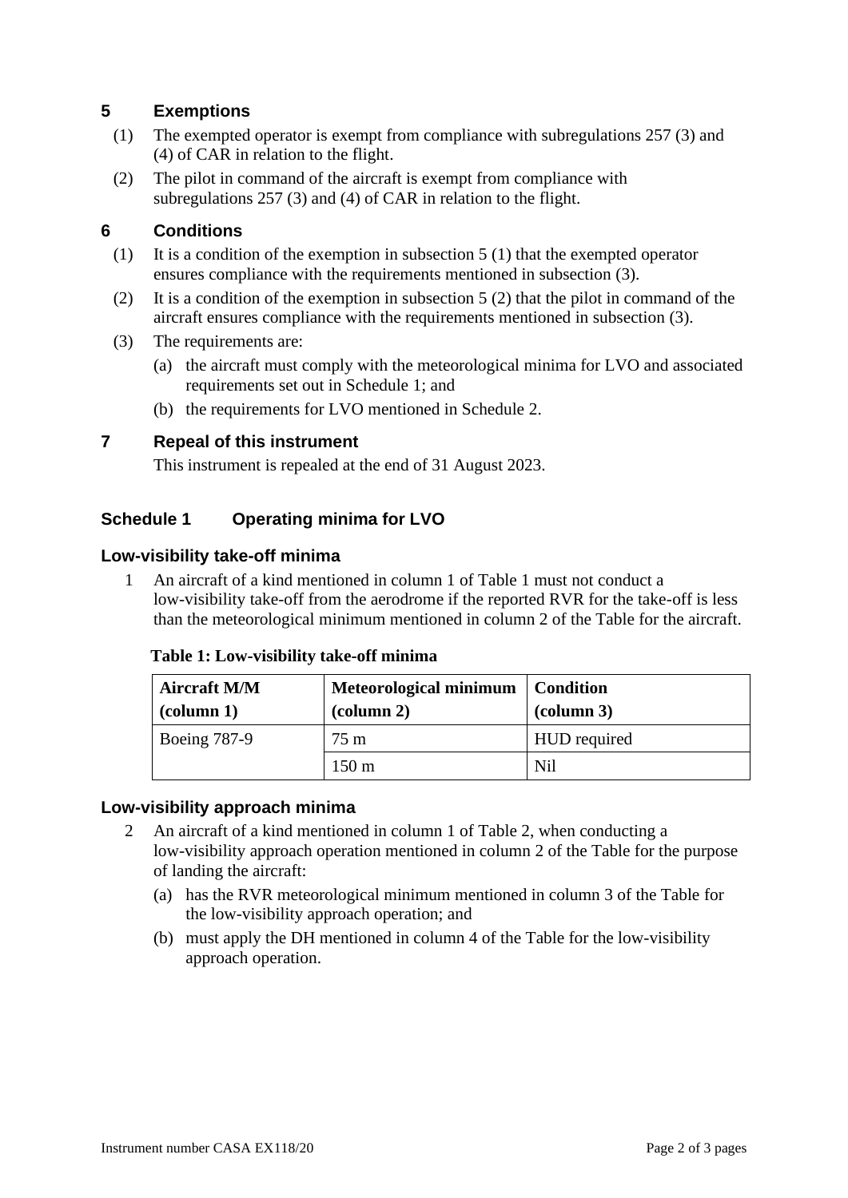## 5 Exemptions

(1) The exempted operator is exempt from compliance with subregulations 257 (3) and (4) of CAR in relation to the flight.

(2) The pilot in command of the aircraft is exempt from compliance with subregulations 257 (3) and (4) of CAR in relation to the flight.

## 6 Conditions

(1) It is a condition of the exemption in subsection 5 (1) that the exempted operator ensures compliance with the requirements mentioned in subsection (3).

(2) It is a condition of the exemption in subsection 5 (2) that the pilot in command of the aircraft ensures compliance with the requirements mentioned in subsection (3).

(3) The requirements are:

(a) the aircraft must comply with the meteorological minima for LVO and associated requirements set out in Schedule 1; and

(b) the requirements for LVO mentioned in Schedule 2.

## 7 Repeal of this instrument

This instrument is repealed at the end of 31 August 2023.

## Schedule 1 Operating minima for LVO

### Low-visibility take-off minima

1 An aircraft of a kind mentioned in column 1 of Table 1 must not conduct a low-visibility take-off from the aerodrome if the reported RVR for the take-off is less than the meteorological minimum mentioned in column 2 of the Table for the aircraft.

**Table 1: Low-visibility take-off minima**

| Aircraft M/M (column 1) | Meteorological minimum (column 2) | Condition (column 3) |
|---|---|---|
| Boeing 787-9 | 75 m | HUD required |
| | 150 m | Nil |

### Low-visibility approach minima

2 An aircraft of a kind mentioned in column 1 of Table 2, when conducting a low-visibility approach operation mentioned in column 2 of the Table for the purpose of landing the aircraft:

(a) has the RVR meteorological minimum mentioned in column 3 of the Table for the low-visibility approach operation; and

(b) must apply the DH mentioned in column 4 of the Table for the low-visibility approach operation.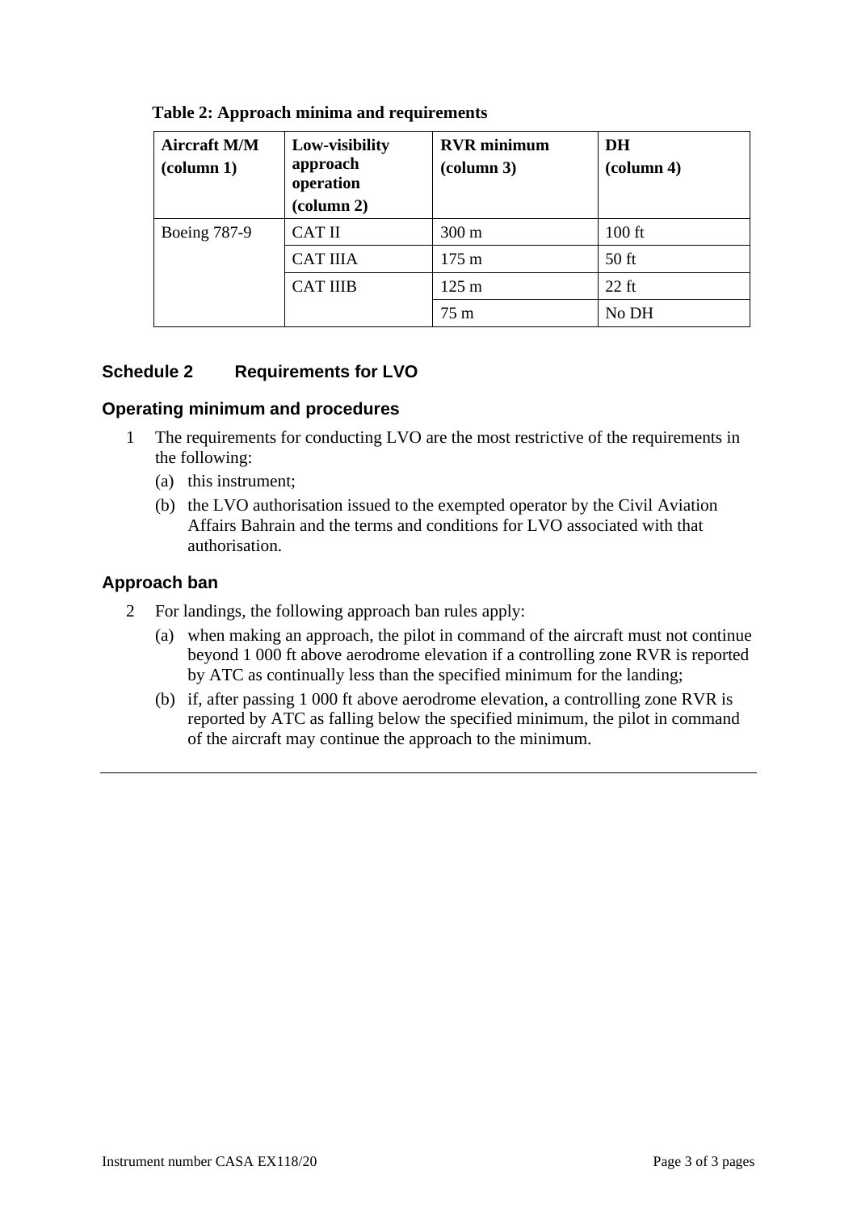**Table 2: Approach minima and requirements**

| Aircraft M/M (column 1) | Low-visibility approach operation (column 2) | RVR minimum (column 3) | DH (column 4) |
|---|---|---|---|
| Boeing 787-9 | CAT II | 300 m | 100 ft |
| | CAT IIIA | 175 m | 50 ft |
| | CAT IIIB | 125 m | 22 ft |
| | | 75 m | No DH |

## Schedule 2 Requirements for LVO

### Operating minimum and procedures

1 The requirements for conducting LVO are the most restrictive of the requirements in the following:

(a) this instrument;

(b) the LVO authorisation issued to the exempted operator by the Civil Aviation Affairs Bahrain and the terms and conditions for LVO associated with that authorisation.

### Approach ban

2 For landings, the following approach ban rules apply:

(a) when making an approach, the pilot in command of the aircraft must not continue beyond 1 000 ft above aerodrome elevation if a controlling zone RVR is reported by ATC as continually less than the specified minimum for the landing;

(b) if, after passing 1 000 ft above aerodrome elevation, a controlling zone RVR is reported by ATC as falling below the specified minimum, the pilot in command of the aircraft may continue the approach to the minimum.